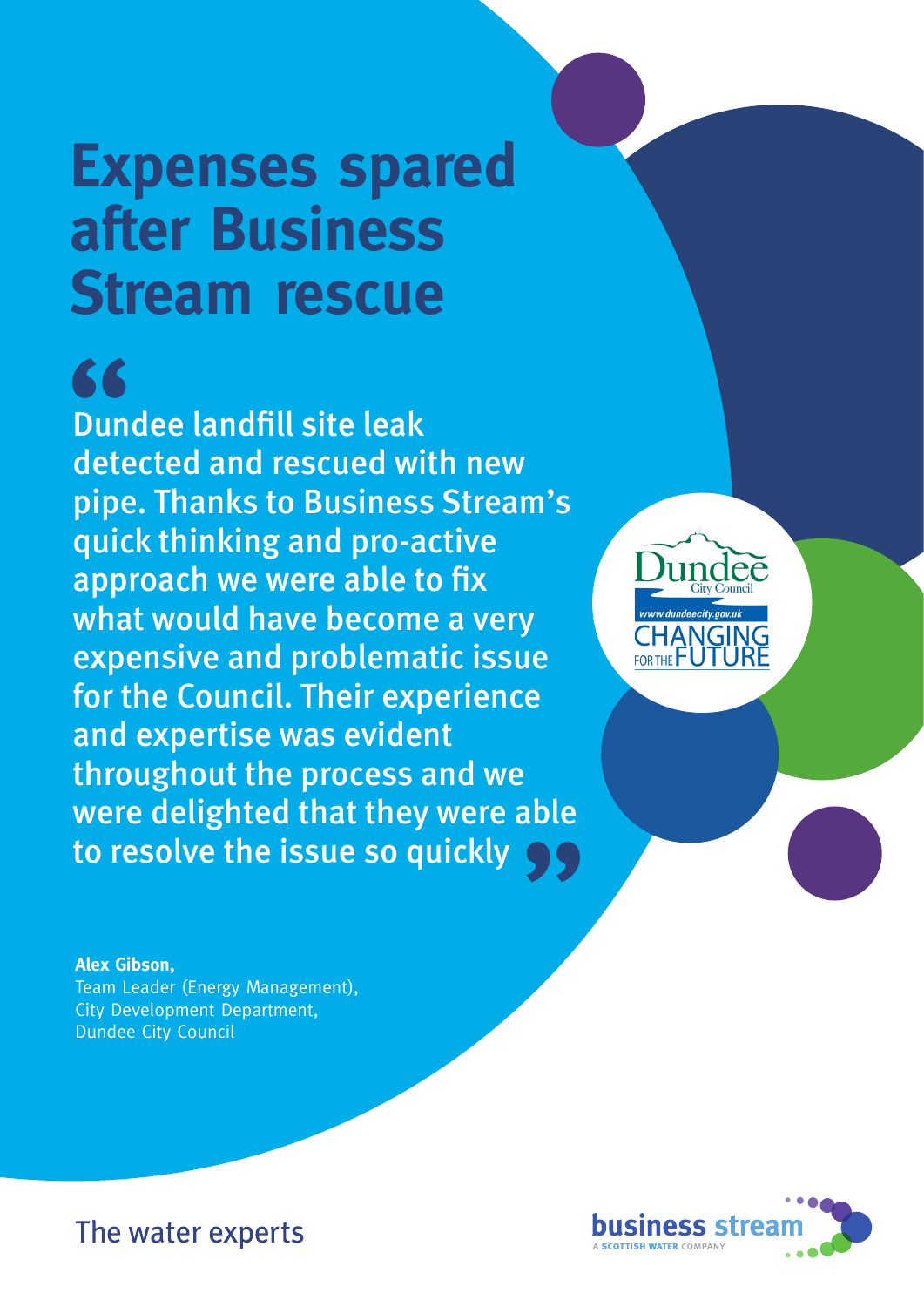# Expenses spared after Business Stream rescue

> Dundee landfill site leak detected and rescued with new pipe. Thanks to Business Stream's quick thinking and pro-active approach we were able to fix what would have become a very expensive and problematic issue for the Council. Their experience and expertise was evident throughout the process and we were delighted that they were able to resolve the issue so quickly

**Alex Gibson,**
Team Leader (Energy Management),
City Development Department,
Dundee City Council

Dundee City Council
www.dundeecity.gov.uk
CHANGING FOR THE FUTURE

The water experts

business stream
A SCOTTISH WATER COMPANY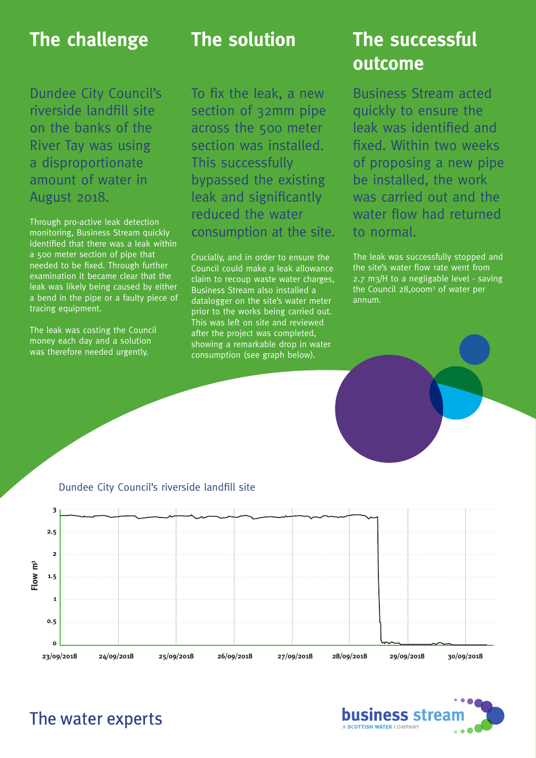## The challenge

Dundee City Council's riverside landfill site on the banks of the River Tay was using a disproportionate amount of water in August 2018.

Through pro-active leak detection monitoring, Business Stream quickly identified that there was a leak within a 500 meter section of pipe that needed to be fixed. Through further examination it became clear that the leak was likely being caused by either a bend in the pipe or a faulty piece of tracing equipment.

The leak was costing the Council money each day and a solution was therefore needed urgently.

## The solution

To fix the leak, a new section of 32mm pipe across the 500 meter section was installed. This successfully bypassed the existing leak and significantly reduced the water consumption at the site.

Crucially, and in order to ensure the Council could make a leak allowance claim to recoup waste water charges, Business Stream also installed a datalogger on the site's water meter prior to the works being carried out. This was left on site and reviewed after the project was completed, showing a remarkable drop in water consumption (see graph below).

## The successful outcome

Business Stream acted quickly to ensure the leak was identified and fixed. Within two weeks of proposing a new pipe be installed, the work was carried out and the water flow had returned to normal.

The leak was successfully stopped and the site's water flow rate went from 2.7 m3/H to a negligable level - saving the Council 28,000m³ of water per annum.

Dundee City Council's riverside landfill site

Flow m³

3
2.5
2
1.5
1
0.5
0

23/09/2018 24/09/2018 25/09/2018 26/09/2018 27/09/2018 28/09/2018 29/09/2018 30/09/2018

The water experts

business stream
A SCOTTISH WATER COMPANY